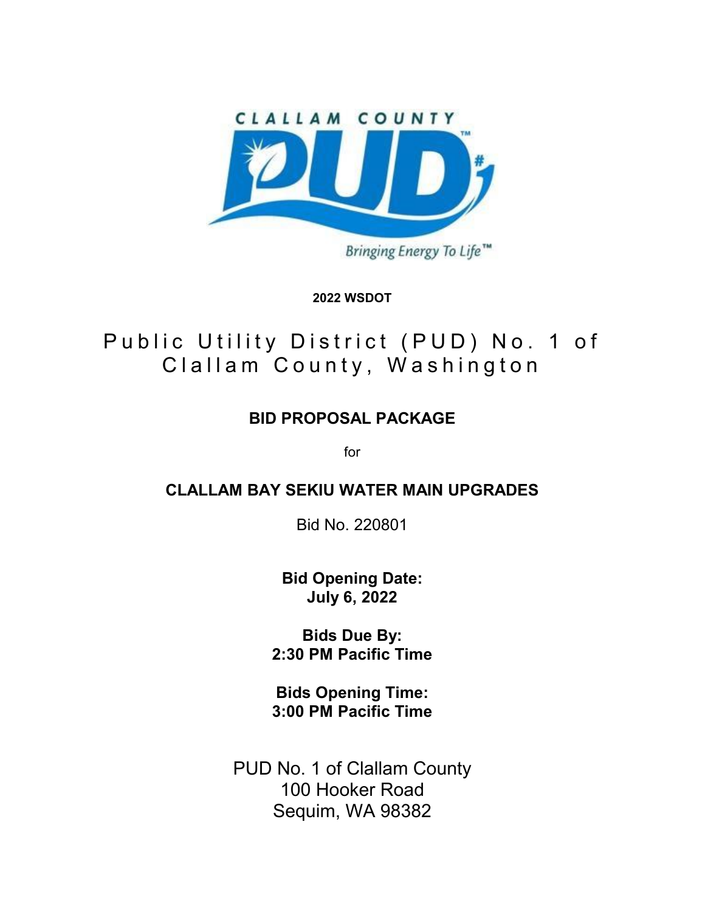CLALLAM COUNTY

PUD

Bringing Energy To Life™

**2022 WSDOT**

# Public Utility District (PUD) No. 1 of Clallam County, Washington

## BID PROPOSAL PACKAGE

for

## CLALLAM BAY SEKIU WATER MAIN UPGRADES

Bid No. 220801

**Bid Opening Date:**
**July 6, 2022**

**Bids Due By:**
**2:30 PM Pacific Time**

**Bids Opening Time:**
**3:00 PM Pacific Time**

PUD No. 1 of Clallam County
100 Hooker Road
Sequim, WA 98382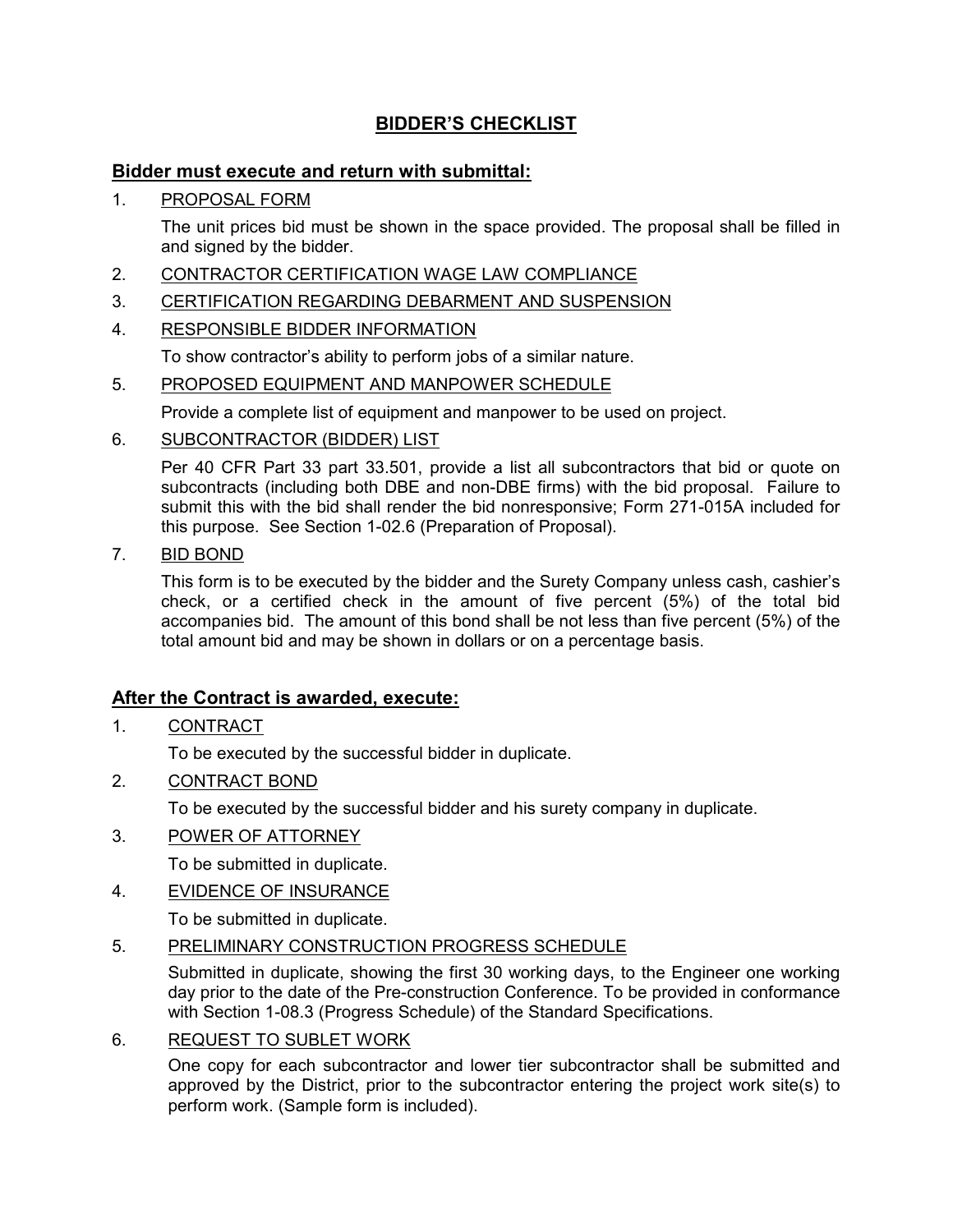# BIDDER'S CHECKLIST

## Bidder must execute and return with submittal:

1. PROPOSAL FORM

   The unit prices bid must be shown in the space provided. The proposal shall be filled in and signed by the bidder.

2. CONTRACTOR CERTIFICATION WAGE LAW COMPLIANCE

3. CERTIFICATION REGARDING DEBARMENT AND SUSPENSION

4. RESPONSIBLE BIDDER INFORMATION

   To show contractor's ability to perform jobs of a similar nature.

5. PROPOSED EQUIPMENT AND MANPOWER SCHEDULE

   Provide a complete list of equipment and manpower to be used on project.

6. SUBCONTRACTOR (BIDDER) LIST

   Per 40 CFR Part 33 part 33.501, provide a list all subcontractors that bid or quote on subcontracts (including both DBE and non-DBE firms) with the bid proposal. Failure to submit this with the bid shall render the bid nonresponsive; Form 271-015A included for this purpose. See Section 1-02.6 (Preparation of Proposal).

7. BID BOND

   This form is to be executed by the bidder and the Surety Company unless cash, cashier's check, or a certified check in the amount of five percent (5%) of the total bid accompanies bid. The amount of this bond shall be not less than five percent (5%) of the total amount bid and may be shown in dollars or on a percentage basis.

## After the Contract is awarded, execute:

1. CONTRACT

   To be executed by the successful bidder in duplicate.

2. CONTRACT BOND

   To be executed by the successful bidder and his surety company in duplicate.

3. POWER OF ATTORNEY

   To be submitted in duplicate.

4. EVIDENCE OF INSURANCE

   To be submitted in duplicate.

5. PRELIMINARY CONSTRUCTION PROGRESS SCHEDULE

   Submitted in duplicate, showing the first 30 working days, to the Engineer one working day prior to the date of the Pre-construction Conference. To be provided in conformance with Section 1-08.3 (Progress Schedule) of the Standard Specifications.

6. REQUEST TO SUBLET WORK

   One copy for each subcontractor and lower tier subcontractor shall be submitted and approved by the District, prior to the subcontractor entering the project work site(s) to perform work. (Sample form is included).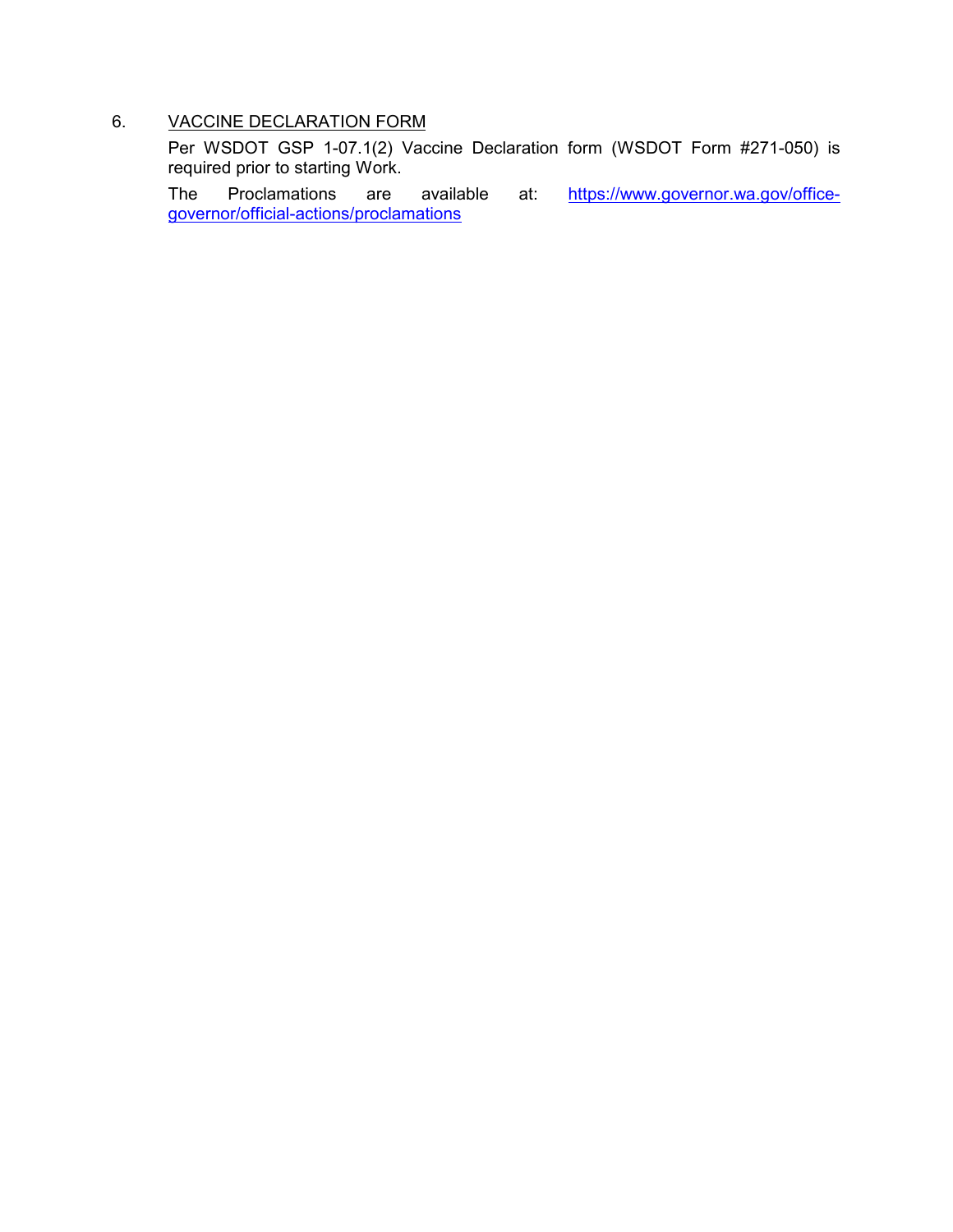6. <u>VACCINE DECLARATION FORM</u>

   Per WSDOT GSP 1-07.1(2) Vaccine Declaration form (WSDOT Form #271-050) is required prior to starting Work.

   The Proclamations are available at: [https://www.governor.wa.gov/office-governor/official-actions/proclamations](https://www.governor.wa.gov/office-governor/official-actions/proclamations)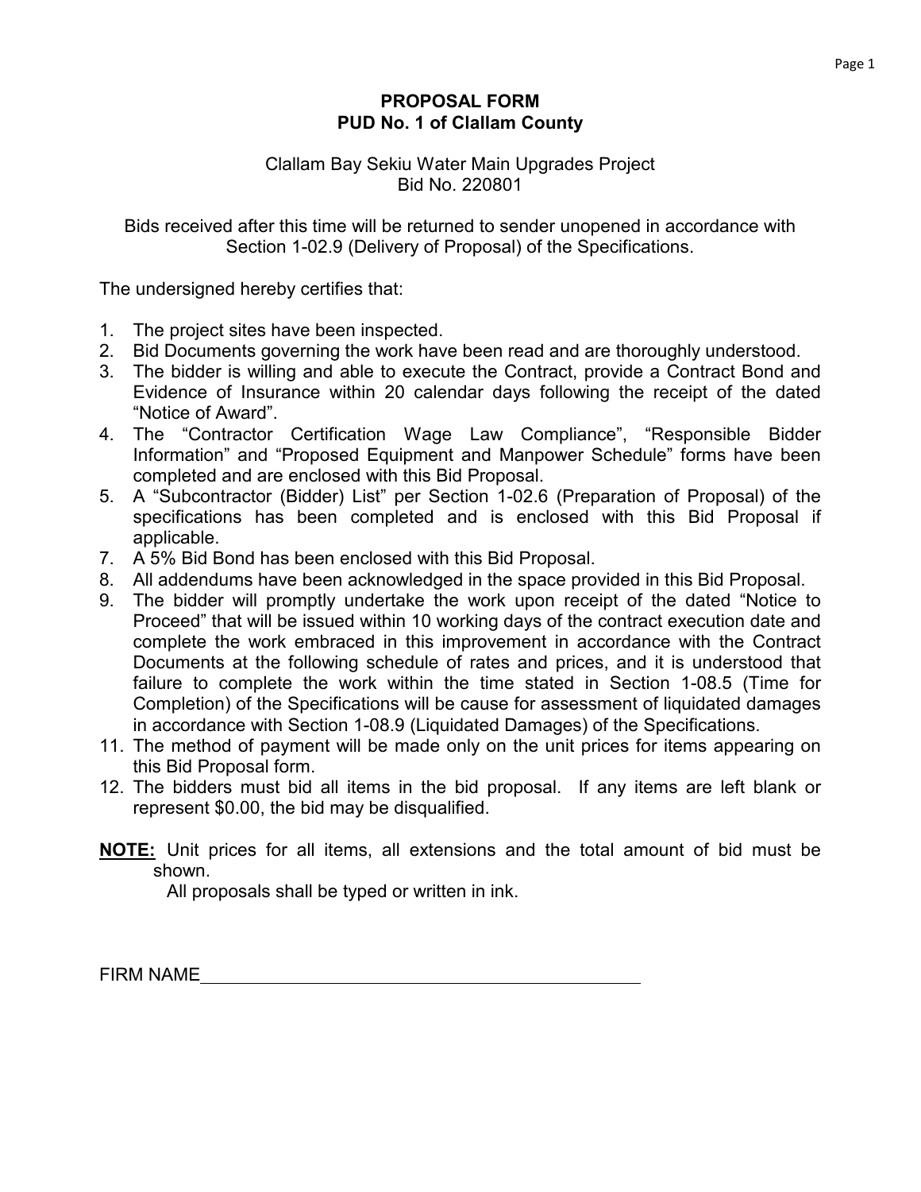# PROPOSAL FORM
## PUD No. 1 of Clallam County

Clallam Bay Sekiu Water Main Upgrades Project
Bid No. 220801

Bids received after this time will be returned to sender unopened in accordance with Section 1-02.9 (Delivery of Proposal) of the Specifications.

The undersigned hereby certifies that:

1. The project sites have been inspected.
2. Bid Documents governing the work have been read and are thoroughly understood.
3. The bidder is willing and able to execute the Contract, provide a Contract Bond and Evidence of Insurance within 20 calendar days following the receipt of the dated "Notice of Award".
4. The "Contractor Certification Wage Law Compliance", "Responsible Bidder Information" and "Proposed Equipment and Manpower Schedule" forms have been completed and are enclosed with this Bid Proposal.
5. A "Subcontractor (Bidder) List" per Section 1-02.6 (Preparation of Proposal) of the specifications has been completed and is enclosed with this Bid Proposal if applicable.
7. A 5% Bid Bond has been enclosed with this Bid Proposal.
8. All addendums have been acknowledged in the space provided in this Bid Proposal.
9. The bidder will promptly undertake the work upon receipt of the dated "Notice to Proceed" that will be issued within 10 working days of the contract execution date and complete the work embraced in this improvement in accordance with the Contract Documents at the following schedule of rates and prices, and it is understood that failure to complete the work within the time stated in Section 1-08.5 (Time for Completion) of the Specifications will be cause for assessment of liquidated damages in accordance with Section 1-08.9 (Liquidated Damages) of the Specifications.
11. The method of payment will be made only on the unit prices for items appearing on this Bid Proposal form.
12. The bidders must bid all items in the bid proposal. If any items are left blank or represent $0.00, the bid may be disqualified.

**NOTE:** Unit prices for all items, all extensions and the total amount of bid must be shown.
All proposals shall be typed or written in ink.

FIRM NAME\_\_\_\_\_\_\_\_\_\_\_\_\_\_\_\_\_\_\_\_\_\_\_\_\_\_\_\_\_\_\_\_\_\_\_\_\_\_\_\_\_\_\_\_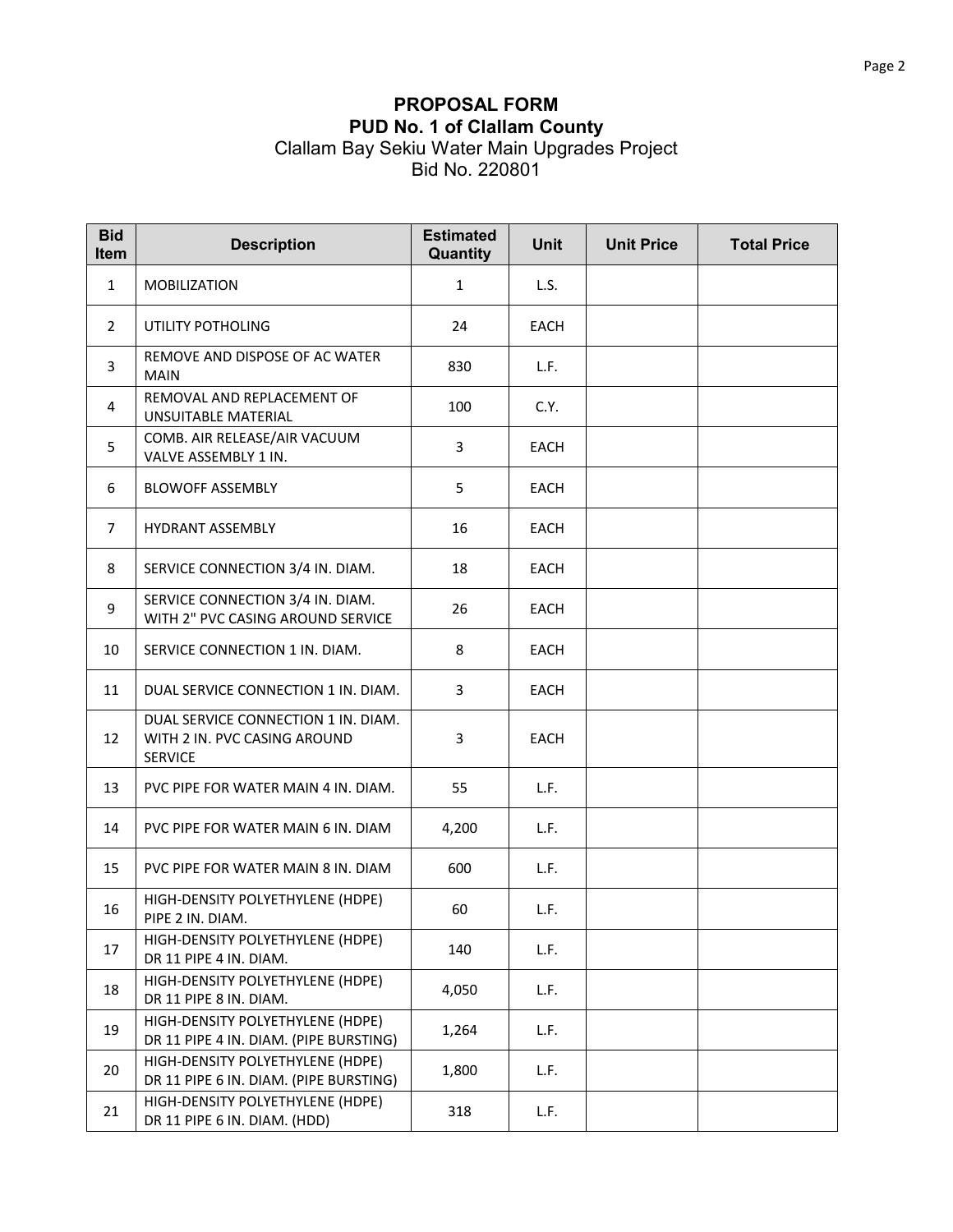# PROPOSAL FORM
## PUD No. 1 of Clallam County
Clallam Bay Sekiu Water Main Upgrades Project
Bid No. 220801

| Bid Item | Description | Estimated Quantity | Unit | Unit Price | Total Price |
|---|---|---|---|---|---|
| 1 | MOBILIZATION | 1 | L.S. | | |
| 2 | UTILITY POTHOLING | 24 | EACH | | |
| 3 | REMOVE AND DISPOSE OF AC WATER MAIN | 830 | L.F. | | |
| 4 | REMOVAL AND REPLACEMENT OF UNSUITABLE MATERIAL | 100 | C.Y. | | |
| 5 | COMB. AIR RELEASE/AIR VACUUM VALVE ASSEMBLY 1 IN. | 3 | EACH | | |
| 6 | BLOWOFF ASSEMBLY | 5 | EACH | | |
| 7 | HYDRANT ASSEMBLY | 16 | EACH | | |
| 8 | SERVICE CONNECTION 3/4 IN. DIAM. | 18 | EACH | | |
| 9 | SERVICE CONNECTION 3/4 IN. DIAM. WITH 2" PVC CASING AROUND SERVICE | 26 | EACH | | |
| 10 | SERVICE CONNECTION 1 IN. DIAM. | 8 | EACH | | |
| 11 | DUAL SERVICE CONNECTION 1 IN. DIAM. | 3 | EACH | | |
| 12 | DUAL SERVICE CONNECTION 1 IN. DIAM. WITH 2 IN. PVC CASING AROUND SERVICE | 3 | EACH | | |
| 13 | PVC PIPE FOR WATER MAIN 4 IN. DIAM. | 55 | L.F. | | |
| 14 | PVC PIPE FOR WATER MAIN 6 IN. DIAM | 4,200 | L.F. | | |
| 15 | PVC PIPE FOR WATER MAIN 8 IN. DIAM | 600 | L.F. | | |
| 16 | HIGH-DENSITY POLYETHYLENE (HDPE) PIPE 2 IN. DIAM. | 60 | L.F. | | |
| 17 | HIGH-DENSITY POLYETHYLENE (HDPE) DR 11 PIPE 4 IN. DIAM. | 140 | L.F. | | |
| 18 | HIGH-DENSITY POLYETHYLENE (HDPE) DR 11 PIPE 8 IN. DIAM. | 4,050 | L.F. | | |
| 19 | HIGH-DENSITY POLYETHYLENE (HDPE) DR 11 PIPE 4 IN. DIAM. (PIPE BURSTING) | 1,264 | L.F. | | |
| 20 | HIGH-DENSITY POLYETHYLENE (HDPE) DR 11 PIPE 6 IN. DIAM. (PIPE BURSTING) | 1,800 | L.F. | | |
| 21 | HIGH-DENSITY POLYETHYLENE (HDPE) DR 11 PIPE 6 IN. DIAM. (HDD) | 318 | L.F. | | |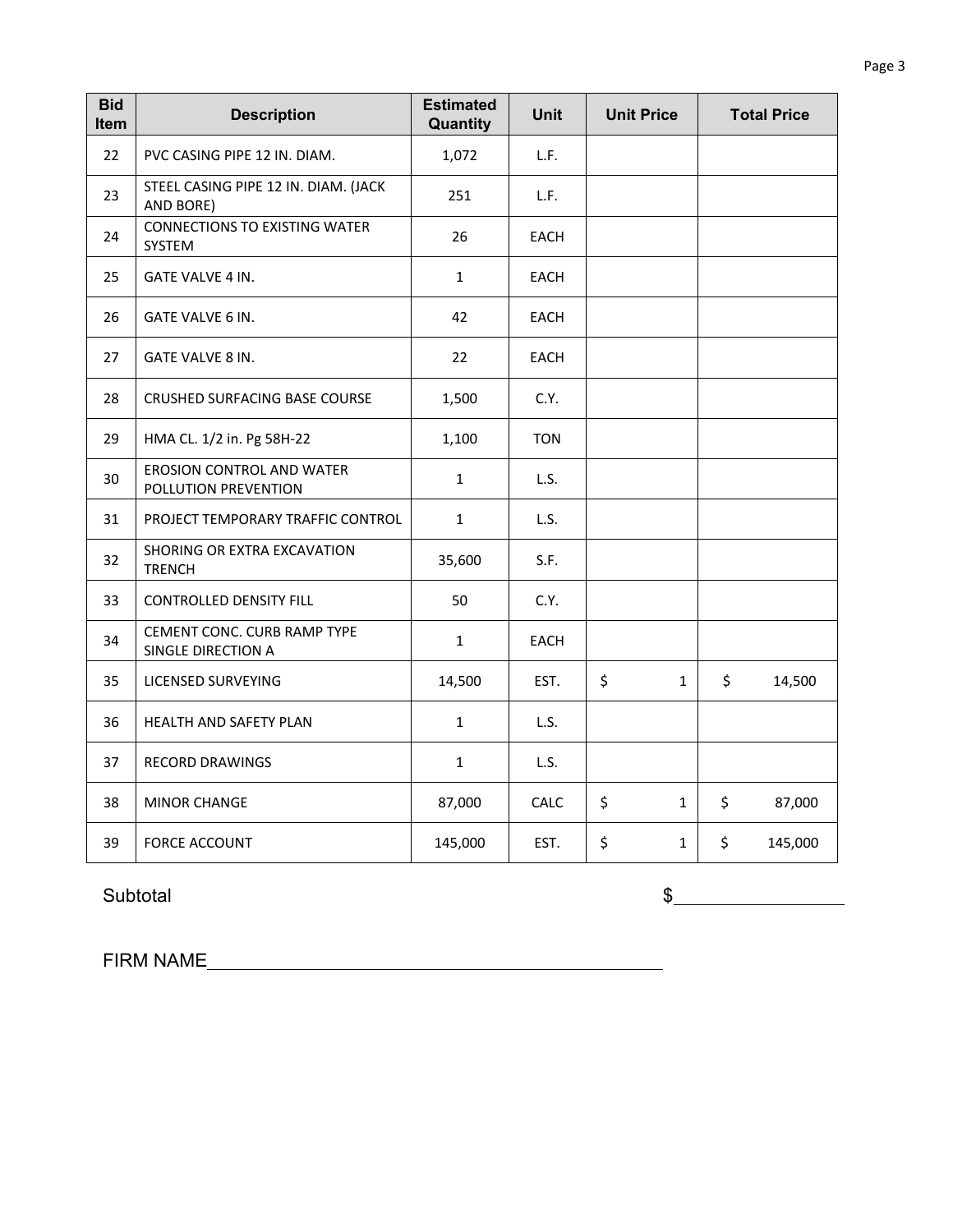| Bid Item | Description | Estimated Quantity | Unit | Unit Price | Total Price |
|---|---|---|---|---|---|
| 22 | PVC CASING PIPE 12 IN. DIAM. | 1,072 | L.F. | | |
| 23 | STEEL CASING PIPE 12 IN. DIAM. (JACK AND BORE) | 251 | L.F. | | |
| 24 | CONNECTIONS TO EXISTING WATER SYSTEM | 26 | EACH | | |
| 25 | GATE VALVE 4 IN. | 1 | EACH | | |
| 26 | GATE VALVE 6 IN. | 42 | EACH | | |
| 27 | GATE VALVE 8 IN. | 22 | EACH | | |
| 28 | CRUSHED SURFACING BASE COURSE | 1,500 | C.Y. | | |
| 29 | HMA CL. 1/2 in. Pg 58H-22 | 1,100 | TON | | |
| 30 | EROSION CONTROL AND WATER POLLUTION PREVENTION | 1 | L.S. | | |
| 31 | PROJECT TEMPORARY TRAFFIC CONTROL | 1 | L.S. | | |
| 32 | SHORING OR EXTRA EXCAVATION TRENCH | 35,600 | S.F. | | |
| 33 | CONTROLLED DENSITY FILL | 50 | C.Y. | | |
| 34 | CEMENT CONC. CURB RAMP TYPE SINGLE DIRECTION A | 1 | EACH | | |
| 35 | LICENSED SURVEYING | 14,500 | EST. | $ 1 | $ 14,500 |
| 36 | HEALTH AND SAFETY PLAN | 1 | L.S. | | |
| 37 | RECORD DRAWINGS | 1 | L.S. | | |
| 38 | MINOR CHANGE | 87,000 | CALC | $ 1 | $ 87,000 |
| 39 | FORCE ACCOUNT | 145,000 | EST. | $ 1 | $ 145,000 |

Subtotal $\_\_\_\_\_\_\_\_\_\_\_\_\_\_\_\_

FIRM NAME\_\_\_\_\_\_\_\_\_\_\_\_\_\_\_\_\_\_\_\_\_\_\_\_\_\_\_\_\_\_\_\_\_\_\_\_\_\_\_\_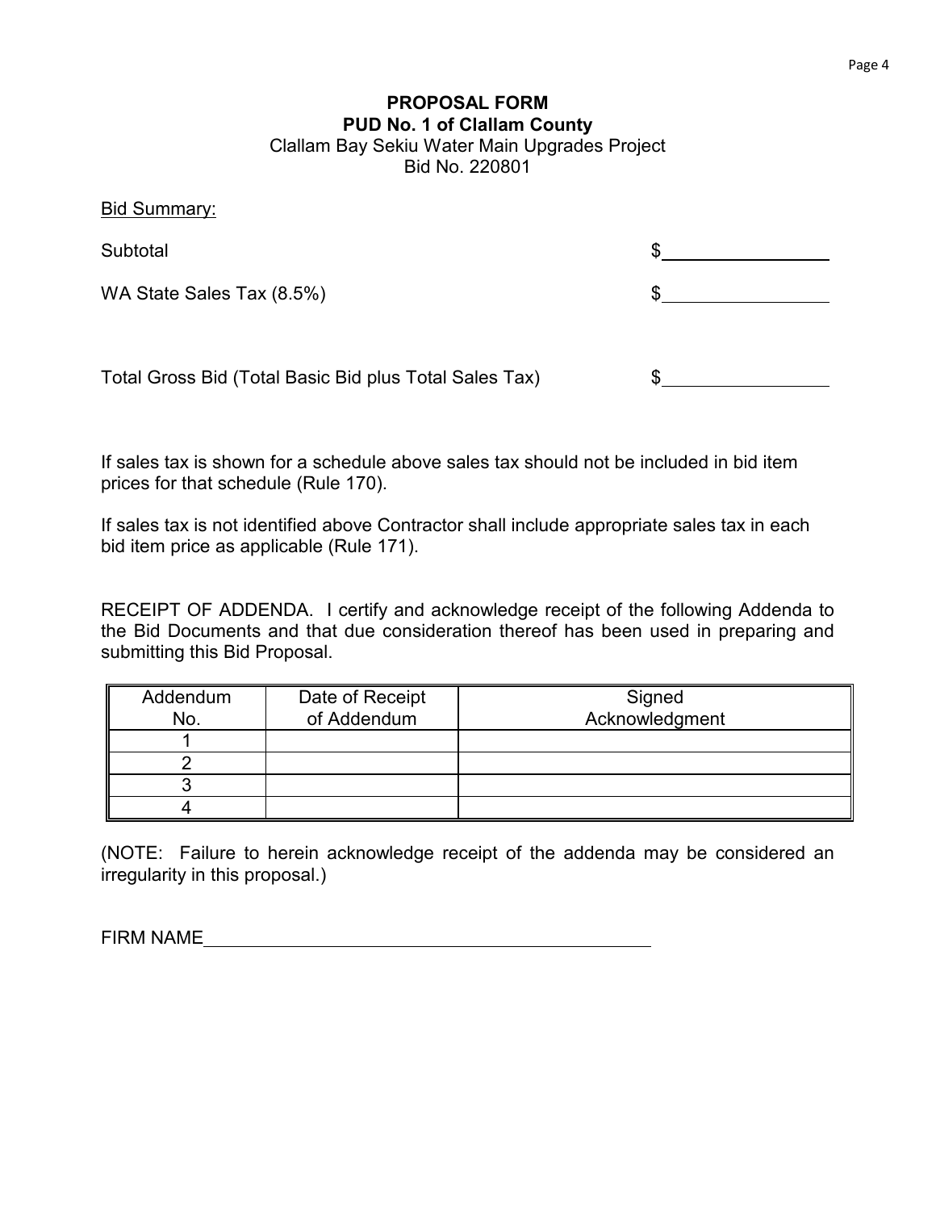**PROPOSAL FORM**
**PUD No. 1 of Clallam County**
Clallam Bay Sekiu Water Main Upgrades Project
Bid No. 220801

Bid Summary:

Subtotal $\_\_\_\_\_\_\_\_\_\_\_\_\_\_\_\_

WA State Sales Tax (8.5%) $\_\_\_\_\_\_\_\_\_\_\_\_\_\_\_\_

Total Gross Bid (Total Basic Bid plus Total Sales Tax) $\_\_\_\_\_\_\_\_\_\_\_\_\_\_\_\_

If sales tax is shown for a schedule above sales tax should not be included in bid item prices for that schedule (Rule 170).

If sales tax is not identified above Contractor shall include appropriate sales tax in each bid item price as applicable (Rule 171).

RECEIPT OF ADDENDA. I certify and acknowledge receipt of the following Addenda to the Bid Documents and that due consideration thereof has been used in preparing and submitting this Bid Proposal.

| Addendum No. | Date of Receipt of Addendum | Signed Acknowledgment |
|---|---|---|
| 1 | | |
| 2 | | |
| 3 | | |
| 4 | | |

(NOTE: Failure to herein acknowledge receipt of the addenda may be considered an irregularity in this proposal.)

FIRM NAME\_\_\_\_\_\_\_\_\_\_\_\_\_\_\_\_\_\_\_\_\_\_\_\_\_\_\_\_\_\_\_\_\_\_\_\_\_\_\_\_\_\_\_\_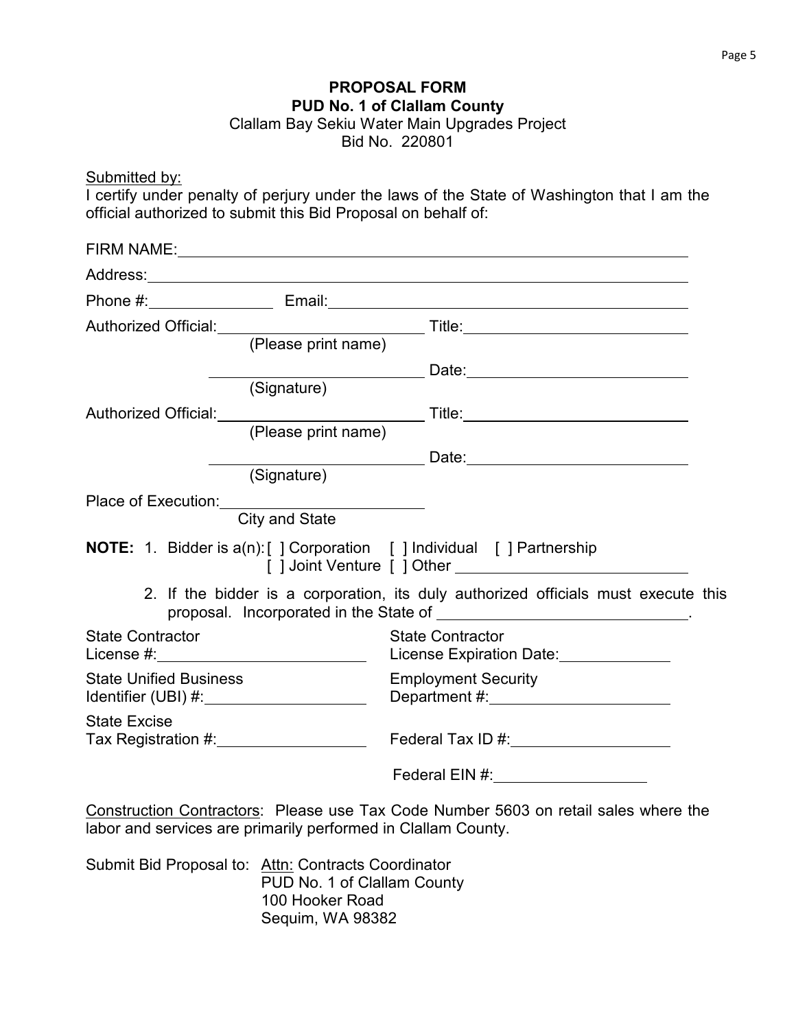# PROPOSAL FORM

## PUD No. 1 of Clallam County

Clallam Bay Sekiu Water Main Upgrades Project
Bid No. 220801

<u>Submitted by:</u>
I certify under penalty of perjury under the laws of the State of Washington that I am the official authorized to submit this Bid Proposal on behalf of:

FIRM NAME:\_\_\_\_\_\_\_\_\_\_\_\_\_\_\_\_\_\_\_\_\_\_\_\_\_\_\_\_\_\_\_\_\_\_\_\_\_\_\_\_\_\_\_\_\_\_\_\_

Address:\_\_\_\_\_\_\_\_\_\_\_\_\_\_\_\_\_\_\_\_\_\_\_\_\_\_\_\_\_\_\_\_\_\_\_\_\_\_\_\_\_\_\_\_\_\_\_\_\_\_\_\_

Phone #:\_\_\_\_\_\_\_\_\_\_\_\_\_ Email:\_\_\_\_\_\_\_\_\_\_\_\_\_\_\_\_\_\_\_\_\_\_\_\_\_\_\_\_\_\_\_\_\_\_

Authorized Official:\_\_\_\_\_\_\_\_\_\_\_\_\_\_\_\_\_\_\_\_\_\_ Title:\_\_\_\_\_\_\_\_\_\_\_\_\_\_\_\_\_\_\_\_\_\_
(Please print name)

\_\_\_\_\_\_\_\_\_\_\_\_\_\_\_\_\_\_\_\_\_\_ Date:\_\_\_\_\_\_\_\_\_\_\_\_\_\_\_\_\_\_\_\_\_\_
(Signature)

Authorized Official:\_\_\_\_\_\_\_\_\_\_\_\_\_\_\_\_\_\_\_\_\_\_ Title:\_\_\_\_\_\_\_\_\_\_\_\_\_\_\_\_\_\_\_\_\_\_
(Please print name)

\_\_\_\_\_\_\_\_\_\_\_\_\_\_\_\_\_\_\_\_\_\_ Date:\_\_\_\_\_\_\_\_\_\_\_\_\_\_\_\_\_\_\_\_\_\_
(Signature)

Place of Execution:\_\_\_\_\_\_\_\_\_\_\_\_\_\_\_\_\_\_\_\_\_\_
City and State

**NOTE:** 1. Bidder is a(n): [ ] Corporation [ ] Individual [ ] Partnership
[ ] Joint Venture [ ] Other \_\_\_\_\_\_\_\_\_\_\_\_\_\_\_\_\_\_\_\_\_\_

2. If the bidder is a corporation, its duly authorized officials must execute this proposal. Incorporated in the State of \_\_\_\_\_\_\_\_\_\_\_\_\_\_\_\_\_\_\_\_\_\_.

State Contractor License #:\_\_\_\_\_\_\_\_\_\_\_\_\_\_\_\_\_\_\_\_

State Contractor License Expiration Date:\_\_\_\_\_\_\_\_\_\_\_\_

State Unified Business Identifier (UBI) #:\_\_\_\_\_\_\_\_\_\_\_\_\_\_\_\_

Employment Security Department #:\_\_\_\_\_\_\_\_\_\_\_\_\_\_\_\_\_\_

State Excise Tax Registration #:\_\_\_\_\_\_\_\_\_\_\_\_\_\_\_\_

Federal Tax ID #:\_\_\_\_\_\_\_\_\_\_\_\_\_\_\_\_

Federal EIN #:\_\_\_\_\_\_\_\_\_\_\_\_\_\_\_\_

<u>Construction Contractors</u>: Please use Tax Code Number 5603 on retail sales where the labor and services are primarily performed in Clallam County.

Submit Bid Proposal to: <u>Attn:</u> Contracts Coordinator
PUD No. 1 of Clallam County
100 Hooker Road
Sequim, WA 98382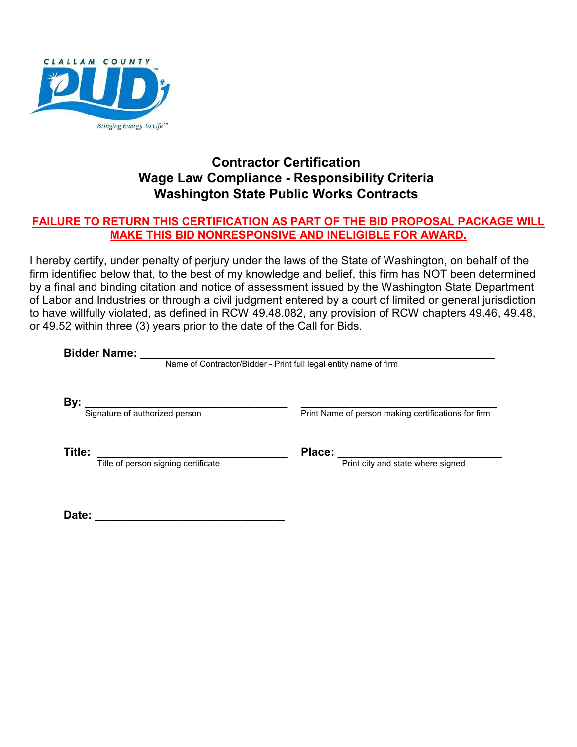## Contractor Certification
## Wage Law Compliance - Responsibility Criteria
## Washington State Public Works Contracts

**FAILURE TO RETURN THIS CERTIFICATION AS PART OF THE BID PROPOSAL PACKAGE WILL MAKE THIS BID NONRESPONSIVE AND INELIGIBLE FOR AWARD.**

I hereby certify, under penalty of perjury under the laws of the State of Washington, on behalf of the firm identified below that, to the best of my knowledge and belief, this firm has NOT been determined by a final and binding citation and notice of assessment issued by the Washington State Department of Labor and Industries or through a civil judgment entered by a court of limited or general jurisdiction to have willfully violated, as defined in RCW 49.48.082, any provision of RCW chapters 49.46, 49.48, or 49.52 within three (3) years prior to the date of the Call for Bids.

**Bidder Name:** ___________________________________________________________
Name of Contractor/Bidder - Print full legal entity name of firm

**By:** ________________________________ ________________________________
Signature of authorized person Print Name of person making certifications for firm

**Title:** ______________________________ **Place:** __________________________
Title of person signing certificate Print city and state where signed

**Date:** ____________________________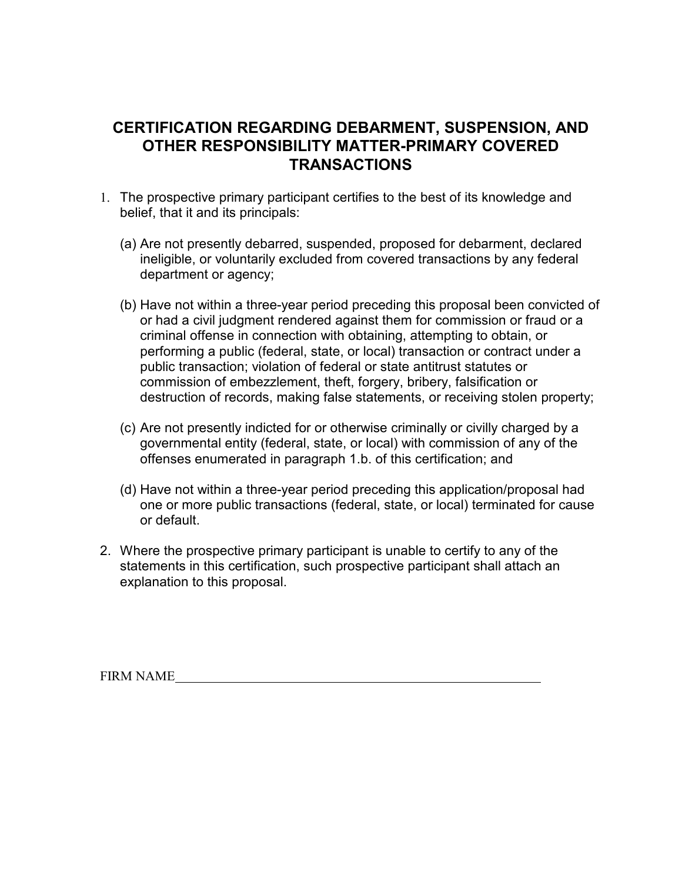# CERTIFICATION REGARDING DEBARMENT, SUSPENSION, AND OTHER RESPONSIBILITY MATTER-PRIMARY COVERED TRANSACTIONS

1. The prospective primary participant certifies to the best of its knowledge and belief, that it and its principals:

   (a) Are not presently debarred, suspended, proposed for debarment, declared ineligible, or voluntarily excluded from covered transactions by any federal department or agency;

   (b) Have not within a three-year period preceding this proposal been convicted of or had a civil judgment rendered against them for commission or fraud or a criminal offense in connection with obtaining, attempting to obtain, or performing a public (federal, state, or local) transaction or contract under a public transaction; violation of federal or state antitrust statutes or commission of embezzlement, theft, forgery, bribery, falsification or destruction of records, making false statements, or receiving stolen property;

   (c) Are not presently indicted for or otherwise criminally or civilly charged by a governmental entity (federal, state, or local) with commission of any of the offenses enumerated in paragraph 1.b. of this certification; and

   (d) Have not within a three-year period preceding this application/proposal had one or more public transactions (federal, state, or local) terminated for cause or default.

2. Where the prospective primary participant is unable to certify to any of the statements in this certification, such prospective participant shall attach an explanation to this proposal.

FIRM NAME\_\_\_\_\_\_\_\_\_\_\_\_\_\_\_\_\_\_\_\_\_\_\_\_\_\_\_\_\_\_\_\_\_\_\_\_\_\_\_\_\_\_\_\_\_\_\_\_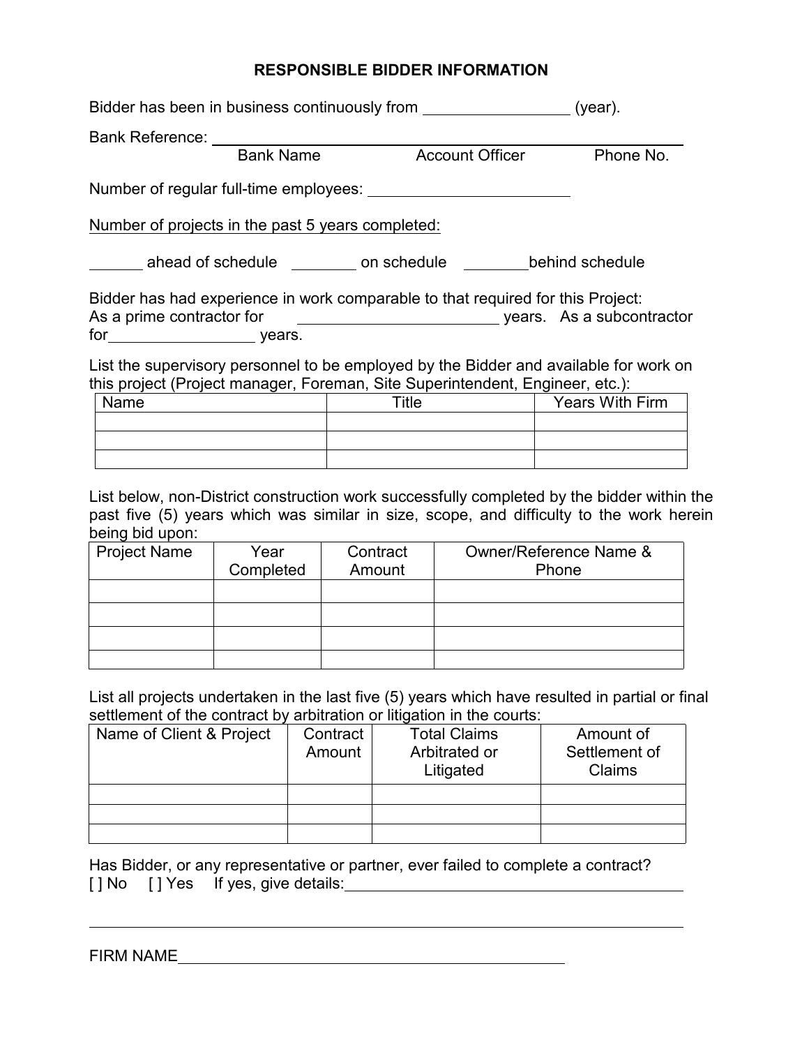# RESPONSIBLE BIDDER INFORMATION

Bidder has been in business continuously from _________________ (year).

Bank Reference: ____________________________________________________________
Bank Name                    Account Officer                    Phone No.

Number of regular full-time employees: ________________________

Number of projects in the past 5 years completed:

_______ ahead of schedule   ________ on schedule   ________behind schedule

Bidder has had experience in work comparable to that required for this Project:
As a prime contractor for ________________________ years.   As a subcontractor for_________________ years.

List the supervisory personnel to be employed by the Bidder and available for work on this project (Project manager, Foreman, Site Superintendent, Engineer, etc.):

| Name | Title | Years With Firm |
|---|---|---|
| | | |
| | | |
| | | |

List below, non-District construction work successfully completed by the bidder within the past five (5) years which was similar in size, scope, and difficulty to the work herein being bid upon:

| Project Name | Year Completed | Contract Amount | Owner/Reference Name & Phone |
|---|---|---|---|
| | | | |
| | | | |
| | | | |
| | | | |

List all projects undertaken in the last five (5) years which have resulted in partial or final settlement of the contract by arbitration or litigation in the courts:

| Name of Client & Project | Contract Amount | Total Claims Arbitrated or Litigated | Amount of Settlement of Claims |
|---|---|---|---|
| | | | |
| | | | |
| | | | |

Has Bidder, or any representative or partner, ever failed to complete a contract?
[ ] No   [ ] Yes   If yes, give details:_________________________________________

______________________________________________________________________________

FIRM NAME_____________________________________________________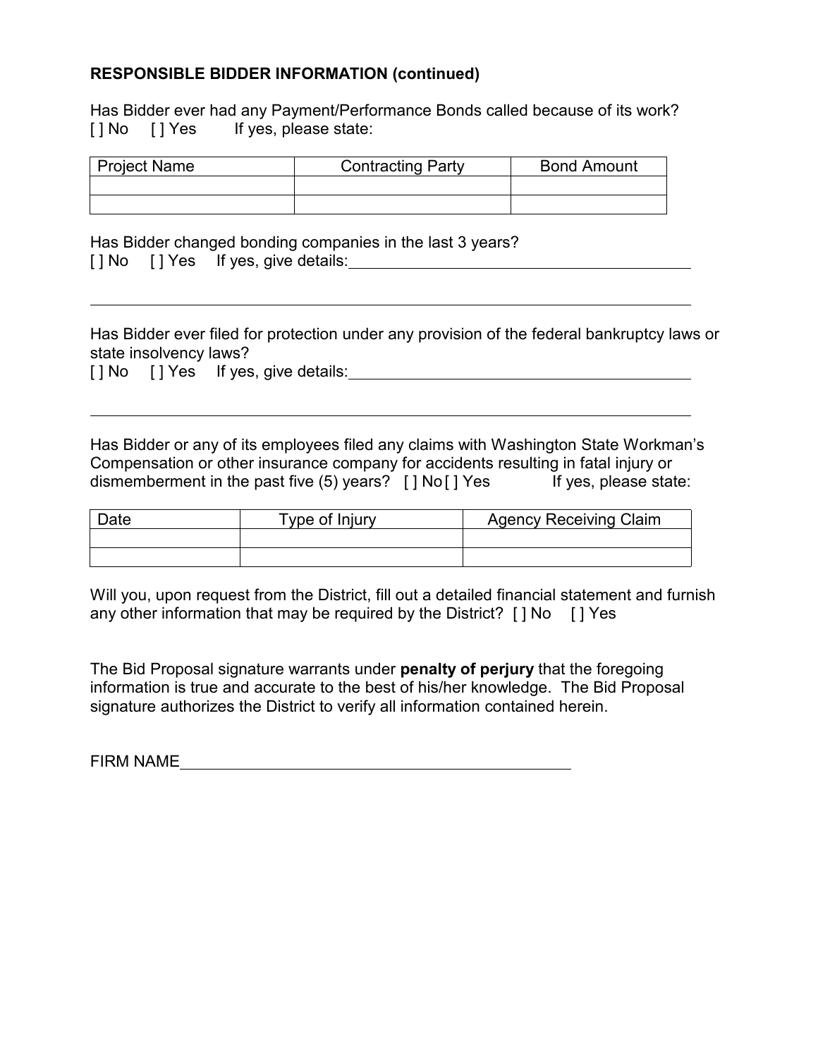**RESPONSIBLE BIDDER INFORMATION (continued)**

Has Bidder ever had any Payment/Performance Bonds called because of its work?
[ ] No [ ] Yes If yes, please state:

| Project Name | Contracting Party | Bond Amount |
|---|---|---|
| | | |
| | | |

Has Bidder changed bonding companies in the last 3 years?
[ ] No [ ] Yes If yes, give details:\_\_\_\_\_\_\_\_\_\_\_\_\_\_\_\_\_\_\_\_\_\_\_\_\_\_\_\_\_\_\_\_\_\_\_\_\_\_\_\_\_\_

\_\_\_\_\_\_\_\_\_\_\_\_\_\_\_\_\_\_\_\_\_\_\_\_\_\_\_\_\_\_\_\_\_\_\_\_\_\_\_\_\_\_\_\_\_\_\_\_\_\_\_\_\_\_\_\_\_\_\_\_\_\_\_\_\_\_\_\_\_\_

Has Bidder ever filed for protection under any provision of the federal bankruptcy laws or state insolvency laws?
[ ] No [ ] Yes If yes, give details:\_\_\_\_\_\_\_\_\_\_\_\_\_\_\_\_\_\_\_\_\_\_\_\_\_\_\_\_\_\_\_\_\_\_\_\_\_\_\_\_\_\_

\_\_\_\_\_\_\_\_\_\_\_\_\_\_\_\_\_\_\_\_\_\_\_\_\_\_\_\_\_\_\_\_\_\_\_\_\_\_\_\_\_\_\_\_\_\_\_\_\_\_\_\_\_\_\_\_\_\_\_\_\_\_\_\_\_\_\_\_\_\_

Has Bidder or any of its employees filed any claims with Washington State Workman's Compensation or other insurance company for accidents resulting in fatal injury or dismemberment in the past five (5) years? [ ] No [ ] Yes If yes, please state:

| Date | Type of Injury | Agency Receiving Claim |
|---|---|---|
| | | |
| | | |

Will you, upon request from the District, fill out a detailed financial statement and furnish any other information that may be required by the District? [ ] No [ ] Yes

The Bid Proposal signature warrants under **penalty of perjury** that the foregoing information is true and accurate to the best of his/her knowledge. The Bid Proposal signature authorizes the District to verify all information contained herein.

FIRM NAME\_\_\_\_\_\_\_\_\_\_\_\_\_\_\_\_\_\_\_\_\_\_\_\_\_\_\_\_\_\_\_\_\_\_\_\_\_\_\_\_\_\_\_\_\_\_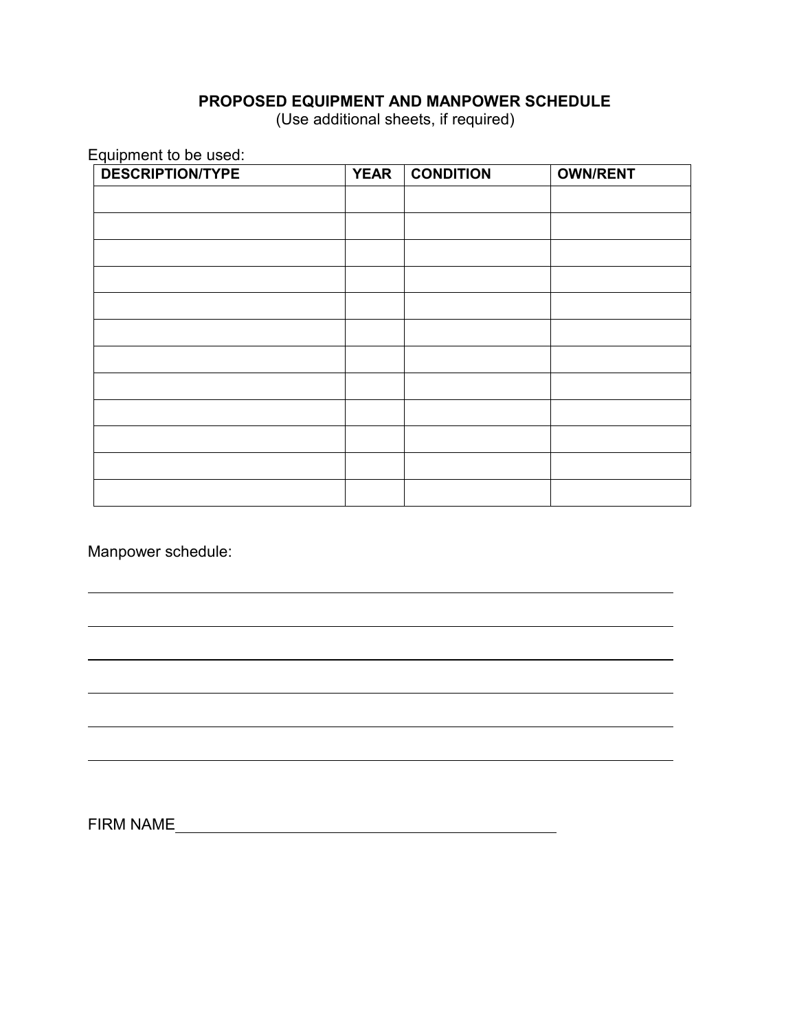# PROPOSED EQUIPMENT AND MANPOWER SCHEDULE

(Use additional sheets, if required)

Equipment to be used:

| DESCRIPTION/TYPE | YEAR | CONDITION | OWN/RENT |
|---|---|---|---|
| | | | |
| | | | |
| | | | |
| | | | |
| | | | |
| | | | |
| | | | |
| | | | |
| | | | |
| | | | |
| | | | |
| | | | |

Manpower schedule:

______________________________________________________________________

______________________________________________________________________

______________________________________________________________________

______________________________________________________________________

______________________________________________________________________

______________________________________________________________________

FIRM NAME______________________________________________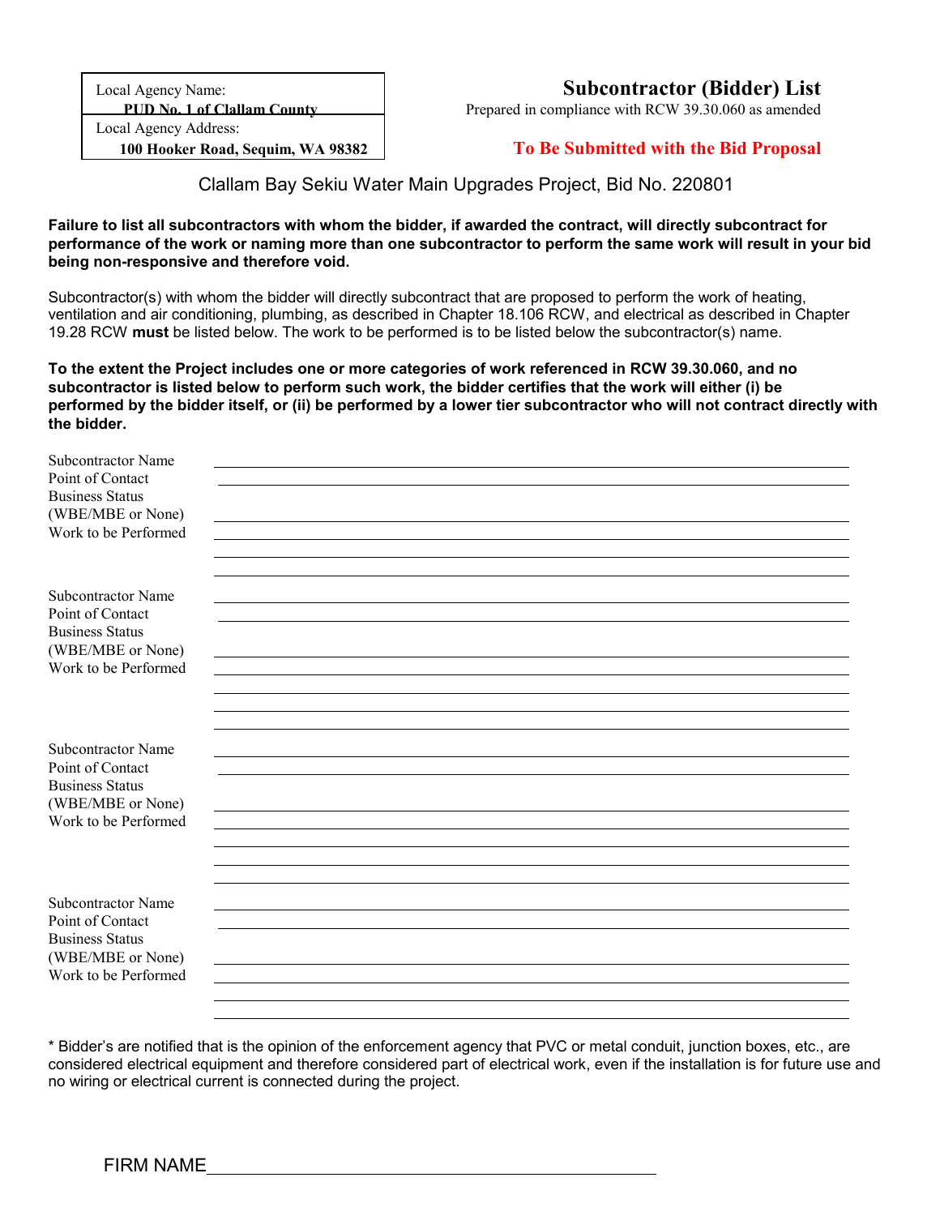| Local Agency Name: |
|---|
| **PUD No. 1 of Clallam County** |
| Local Agency Address: |
| **100 Hooker Road, Sequim, WA 98382** |

# Subcontractor (Bidder) List

Prepared in compliance with RCW 39.30.060 as amended

**To Be Submitted with the Bid Proposal**

## Clallam Bay Sekiu Water Main Upgrades Project, Bid No. 220801

**Failure to list all subcontractors with whom the bidder, if awarded the contract, will directly subcontract for performance of the work or naming more than one subcontractor to perform the same work will result in your bid being non-responsive and therefore void.**

Subcontractor(s) with whom the bidder will directly subcontract that are proposed to perform the work of heating, ventilation and air conditioning, plumbing, as described in Chapter 18.106 RCW, and electrical as described in Chapter 19.28 RCW **must** be listed below. The work to be performed is to be listed below the subcontractor(s) name.

**To the extent the Project includes one or more categories of work referenced in RCW 39.30.060, and no subcontractor is listed below to perform such work, the bidder certifies that the work will either (i) be performed by the bidder itself, or (ii) be performed by a lower tier subcontractor who will not contract directly with the bidder.**

Subcontractor Name ______________________________
Point of Contact ______________________________
Business Status
(WBE/MBE or None) ______________________________
Work to be Performed ______________________________
______________________________
______________________________

Subcontractor Name ______________________________
Point of Contact ______________________________
Business Status
(WBE/MBE or None) ______________________________
Work to be Performed ______________________________
______________________________
______________________________
______________________________

Subcontractor Name ______________________________
Point of Contact ______________________________
Business Status
(WBE/MBE or None) ______________________________
Work to be Performed ______________________________
______________________________
______________________________
______________________________

Subcontractor Name ______________________________
Point of Contact ______________________________
Business Status
(WBE/MBE or None) ______________________________
Work to be Performed ______________________________
______________________________
______________________________

* Bidder's are notified that is the opinion of the enforcement agency that PVC or metal conduit, junction boxes, etc., are considered electrical equipment and therefore considered part of electrical work, even if the installation is for future use and no wiring or electrical current is connected during the project.

FIRM NAME ______________________________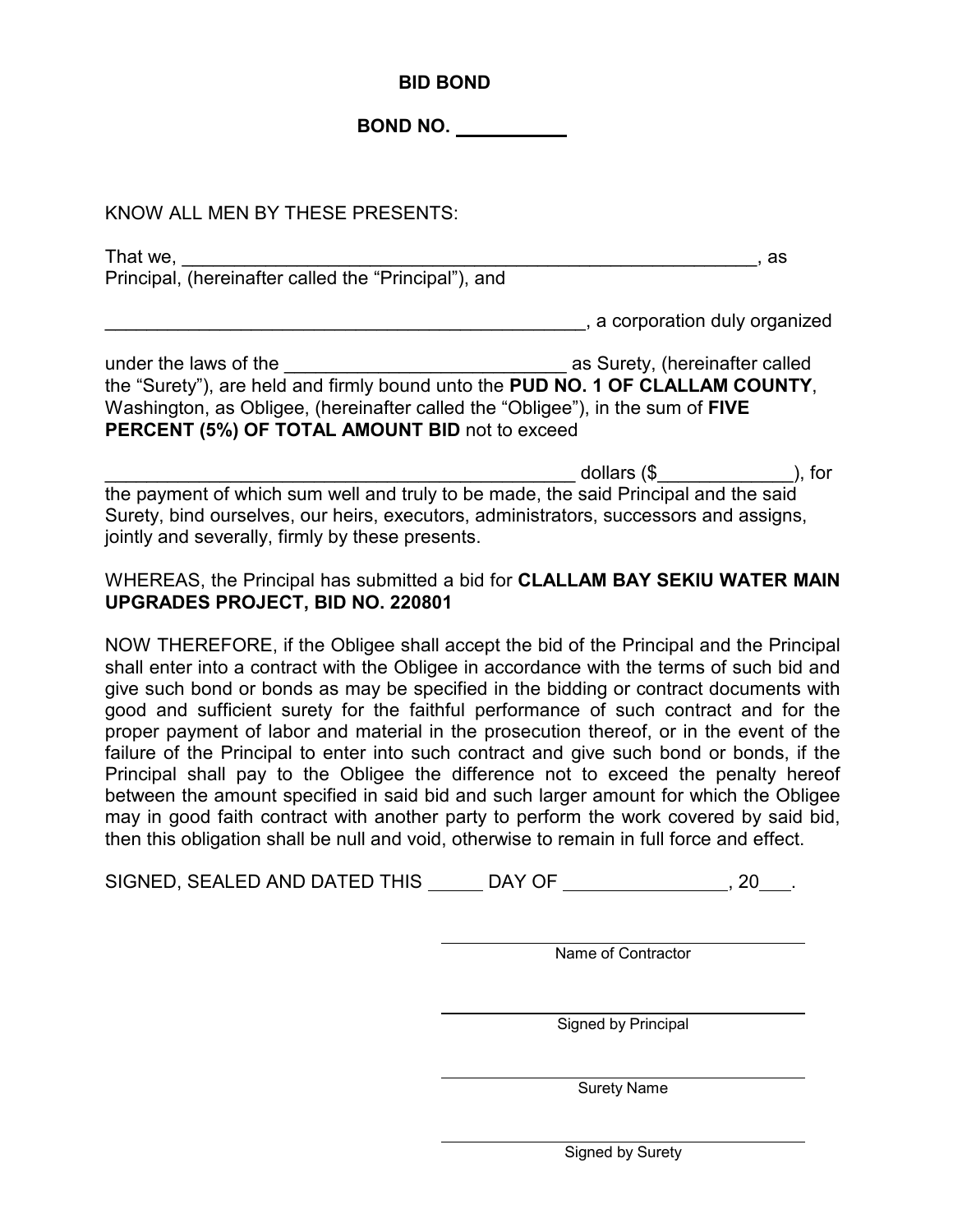# BID BOND

**BOND NO. ___________**

KNOW ALL MEN BY THESE PRESENTS:

That we, ___________________________________________________________, as Principal, (hereinafter called the "Principal"), and

_________________________________________________, a corporation duly organized

under the laws of the ___________________________ as Surety, (hereinafter called the "Surety"), are held and firmly bound unto the **PUD NO. 1 OF CLALLAM COUNTY**, Washington, as Obligee, (hereinafter called the "Obligee"), in the sum of **FIVE PERCENT (5%) OF TOTAL AMOUNT BID** not to exceed

________________________________________________ dollars ($_____________), for the payment of which sum well and truly to be made, the said Principal and the said Surety, bind ourselves, our heirs, executors, administrators, successors and assigns, jointly and severally, firmly by these presents.

WHEREAS, the Principal has submitted a bid for **CLALLAM BAY SEKIU WATER MAIN UPGRADES PROJECT, BID NO. 220801**

NOW THEREFORE, if the Obligee shall accept the bid of the Principal and the Principal shall enter into a contract with the Obligee in accordance with the terms of such bid and give such bond or bonds as may be specified in the bidding or contract documents with good and sufficient surety for the faithful performance of such contract and for the proper payment of labor and material in the prosecution thereof, or in the event of the failure of the Principal to enter into such contract and give such bond or bonds, if the Principal shall pay to the Obligee the difference not to exceed the penalty hereof between the amount specified in said bid and such larger amount for which the Obligee may in good faith contract with another party to perform the work covered by said bid, then this obligation shall be null and void, otherwise to remain in full force and effect.

SIGNED, SEALED AND DATED THIS ______ DAY OF ________________, 20___.

______________________________
Name of Contractor

______________________________
Signed by Principal

______________________________
Surety Name

______________________________
Signed by Surety